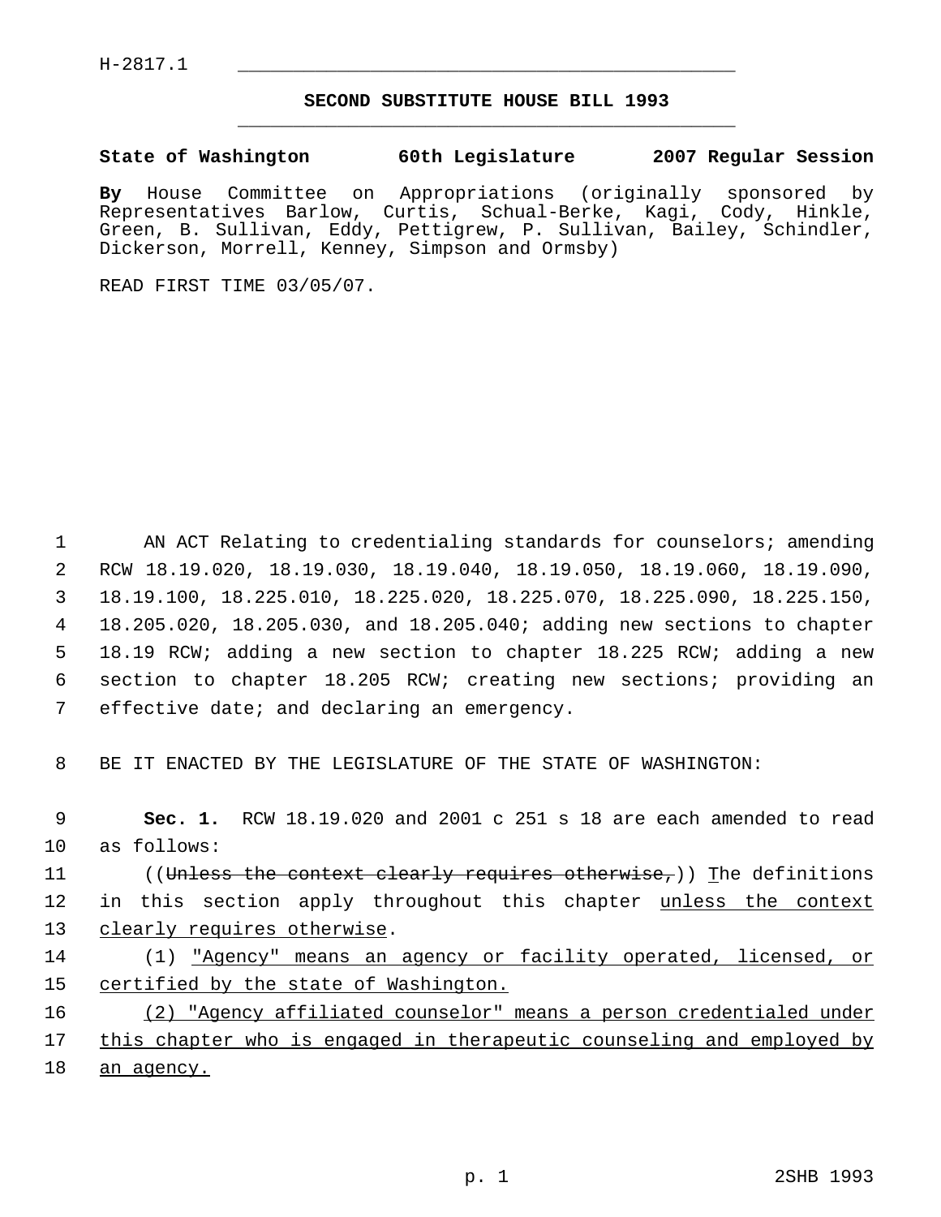H-2817.1

## SECOND SUBSTITUTE HOUSE BILL 1993

**State of Washington 60th Legislature 2007 Regular Session**

**By** House Committee on Appropriations (originally sponsored by Representatives Barlow, Curtis, Schual-Berke, Kagi, Cody, Hinkle, Green, B. Sullivan, Eddy, Pettigrew, P. Sullivan, Bailey, Schindler, Dickerson, Morrell, Kenney, Simpson and Ormsby)

READ FIRST TIME 03/05/07.

AN ACT Relating to credentialing standards for counselors; amending RCW 18.19.020, 18.19.030, 18.19.040, 18.19.050, 18.19.060, 18.19.090, 18.19.100, 18.225.010, 18.225.020, 18.225.070, 18.225.090, 18.225.150, 18.205.020, 18.205.030, and 18.205.040; adding new sections to chapter 18.19 RCW; adding a new section to chapter 18.225 RCW; adding a new section to chapter 18.205 RCW; creating new sections; providing an effective date; and declaring an emergency.

BE IT ENACTED BY THE LEGISLATURE OF THE STATE OF WASHINGTON:

**Sec. 1.** RCW 18.19.020 and 2001 c 251 s 18 are each amended to read as follows:

((~~Unless the context clearly requires otherwise,~~)) <u>T</u>he definitions in this section apply throughout this chapter <u>unless the context clearly requires otherwise</u>.

(1) <u>"Agency" means an agency or facility operated, licensed, or certified by the state of Washington.</u>

<u>(2) "Agency affiliated counselor" means a person credentialed under this chapter who is engaged in therapeutic counseling and employed by an agency.</u>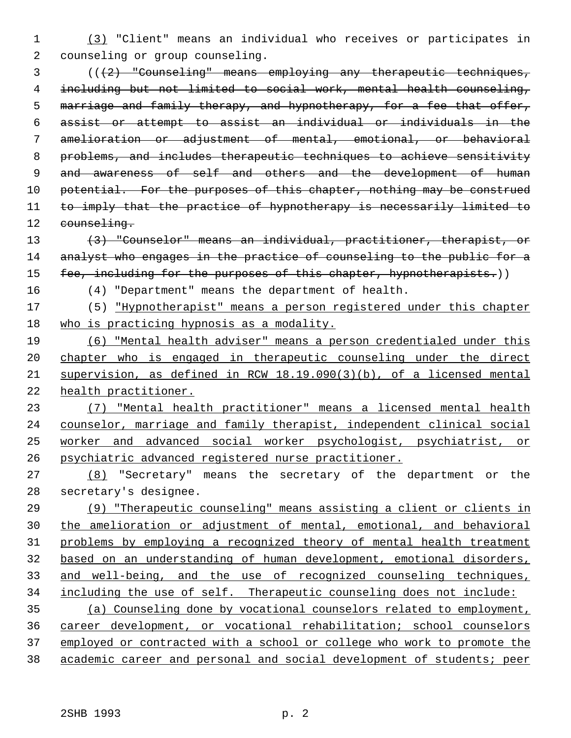(3) "Client" means an individual who receives or participates in counseling or group counseling.

((~~(2) "Counseling" means employing any therapeutic techniques, including but not limited to social work, mental health counseling, marriage and family therapy, and hypnotherapy, for a fee that offer, assist or attempt to assist an individual or individuals in the amelioration or adjustment of mental, emotional, or behavioral problems, and includes therapeutic techniques to achieve sensitivity and awareness of self and others and the development of human potential. For the purposes of this chapter, nothing may be construed to imply that the practice of hypnotherapy is necessarily limited to counseling.~~

~~(3) "Counselor" means an individual, practitioner, therapist, or analyst who engages in the practice of counseling to the public for a fee, including for the purposes of this chapter, hypnotherapists.~~))

(4) "Department" means the department of health.

(5) "Hypnotherapist" means a person registered under this chapter who is practicing hypnosis as a modality.

(6) "Mental health adviser" means a person credentialed under this chapter who is engaged in therapeutic counseling under the direct supervision, as defined in RCW 18.19.090(3)(b), of a licensed mental health practitioner.

(7) "Mental health practitioner" means a licensed mental health counselor, marriage and family therapist, independent clinical social worker and advanced social worker psychologist, psychiatrist, or psychiatric advanced registered nurse practitioner.

(8) "Secretary" means the secretary of the department or the secretary's designee.

(9) "Therapeutic counseling" means assisting a client or clients in the amelioration or adjustment of mental, emotional, and behavioral problems by employing a recognized theory of mental health treatment based on an understanding of human development, emotional disorders, and well-being, and the use of recognized counseling techniques, including the use of self. Therapeutic counseling does not include:

(a) Counseling done by vocational counselors related to employment, career development, or vocational rehabilitation; school counselors employed or contracted with a school or college who work to promote the academic career and personal and social development of students; peer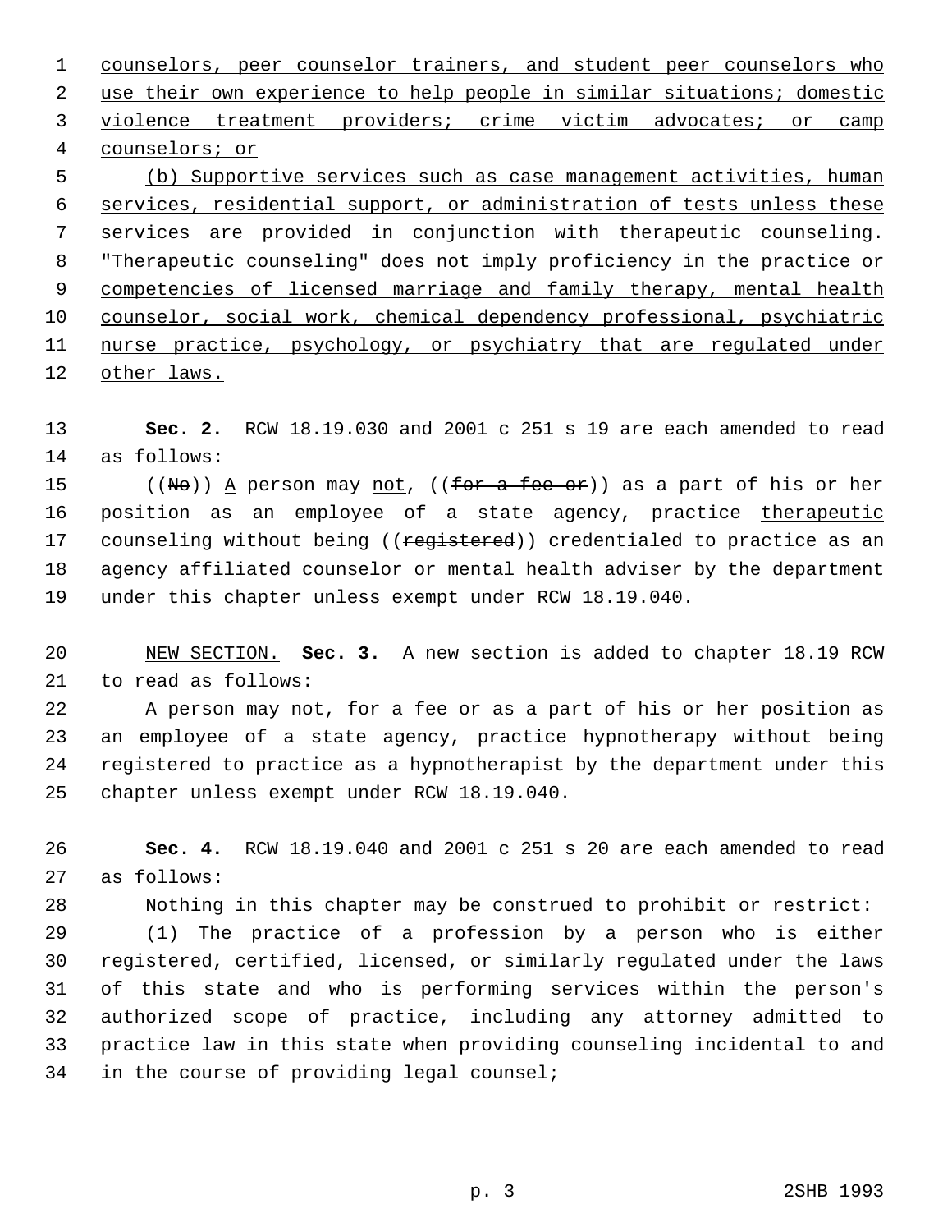counselors, peer counselor trainers, and student peer counselors who use their own experience to help people in similar situations; domestic violence treatment providers; crime victim advocates; or camp counselors; or

(b) Supportive services such as case management activities, human services, residential support, or administration of tests unless these services are provided in conjunction with therapeutic counseling. "Therapeutic counseling" does not imply proficiency in the practice or competencies of licensed marriage and family therapy, mental health counselor, social work, chemical dependency professional, psychiatric nurse practice, psychology, or psychiatry that are regulated under other laws.

**Sec. 2.** RCW 18.19.030 and 2001 c 251 s 19 are each amended to read as follows:

((~~No~~)) A person may not, ((~~for a fee or~~)) as a part of his or her position as an employee of a state agency, practice therapeutic counseling without being ((~~registered~~)) credentialed to practice as an agency affiliated counselor or mental health adviser by the department under this chapter unless exempt under RCW 18.19.040.

NEW SECTION. **Sec. 3.** A new section is added to chapter 18.19 RCW to read as follows:

A person may not, for a fee or as a part of his or her position as an employee of a state agency, practice hypnotherapy without being registered to practice as a hypnotherapist by the department under this chapter unless exempt under RCW 18.19.040.

**Sec. 4.** RCW 18.19.040 and 2001 c 251 s 20 are each amended to read as follows:

Nothing in this chapter may be construed to prohibit or restrict:

(1) The practice of a profession by a person who is either registered, certified, licensed, or similarly regulated under the laws of this state and who is performing services within the person's authorized scope of practice, including any attorney admitted to practice law in this state when providing counseling incidental to and in the course of providing legal counsel;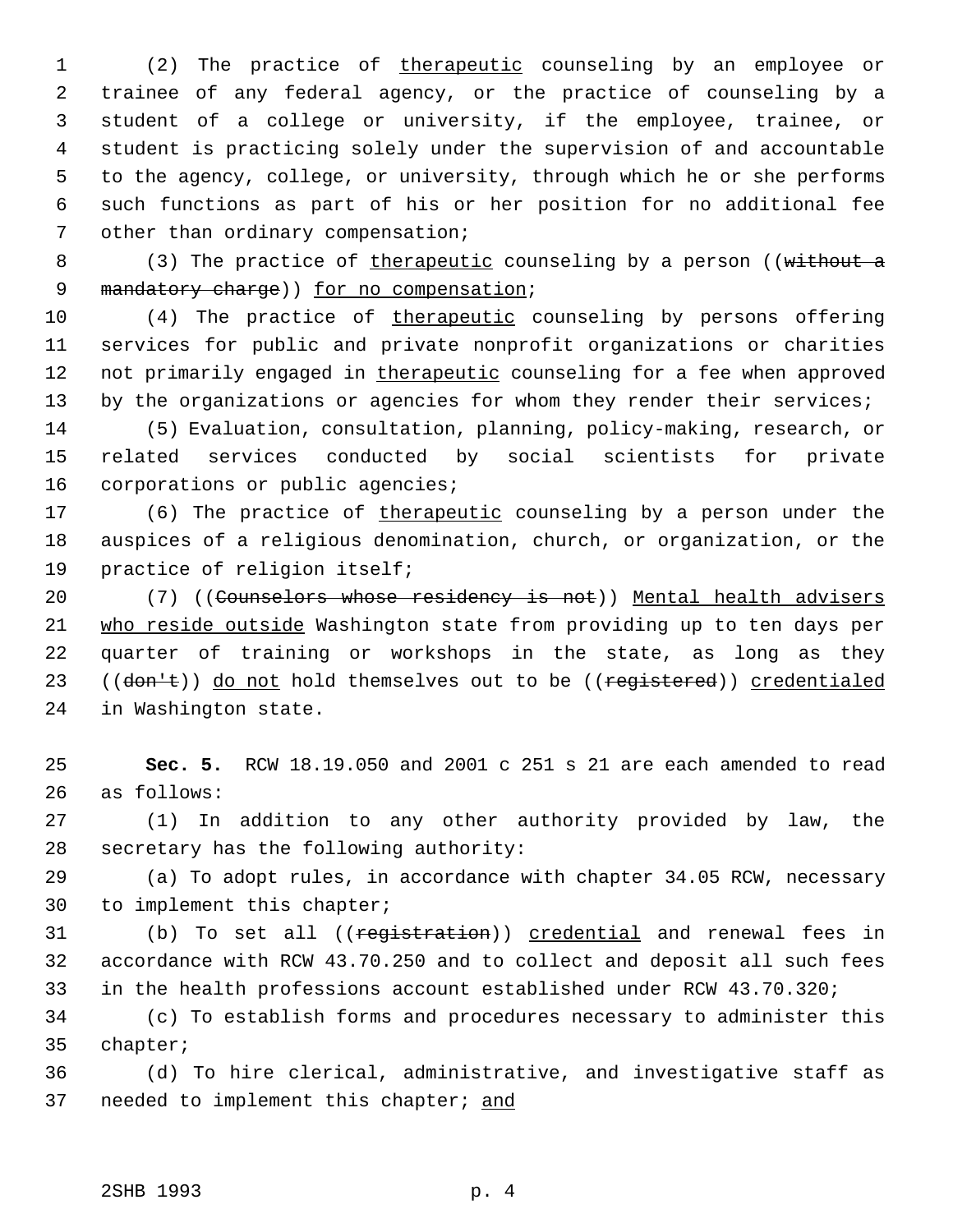(2) The practice of therapeutic counseling by an employee or trainee of any federal agency, or the practice of counseling by a student of a college or university, if the employee, trainee, or student is practicing solely under the supervision of and accountable to the agency, college, or university, through which he or she performs such functions as part of his or her position for no additional fee other than ordinary compensation;

(3) The practice of therapeutic counseling by a person ((~~without a mandatory charge~~)) for no compensation;

(4) The practice of therapeutic counseling by persons offering services for public and private nonprofit organizations or charities not primarily engaged in therapeutic counseling for a fee when approved by the organizations or agencies for whom they render their services;

(5) Evaluation, consultation, planning, policy-making, research, or related services conducted by social scientists for private corporations or public agencies;

(6) The practice of therapeutic counseling by a person under the auspices of a religious denomination, church, or organization, or the practice of religion itself;

(7) ((~~Counselors whose residency is not~~)) Mental health advisers who reside outside Washington state from providing up to ten days per quarter of training or workshops in the state, as long as they ((~~don't~~)) do not hold themselves out to be ((~~registered~~)) credentialed in Washington state.

**Sec. 5.** RCW 18.19.050 and 2001 c 251 s 21 are each amended to read as follows:

(1) In addition to any other authority provided by law, the secretary has the following authority:

(a) To adopt rules, in accordance with chapter 34.05 RCW, necessary to implement this chapter;

(b) To set all ((~~registration~~)) credential and renewal fees in accordance with RCW 43.70.250 and to collect and deposit all such fees in the health professions account established under RCW 43.70.320;

(c) To establish forms and procedures necessary to administer this chapter;

(d) To hire clerical, administrative, and investigative staff as needed to implement this chapter; and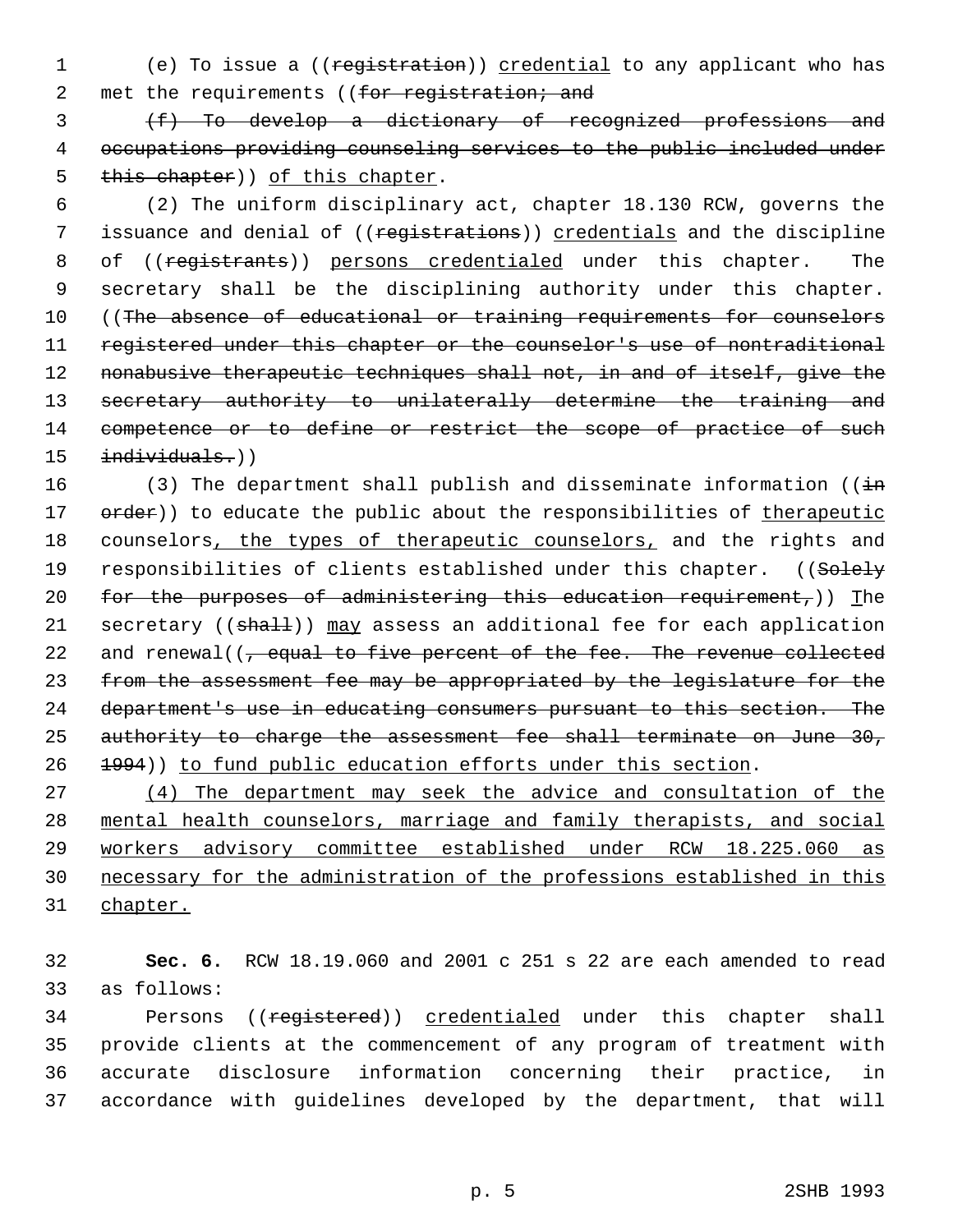(e) To issue a ((~~registration~~)) <u>credential</u> to any applicant who has met the requirements ((~~for registration; and~~

~~(f) To develop a dictionary of recognized professions and occupations providing counseling services to the public included under this chapter~~)) <u>of this chapter</u>.

(2) The uniform disciplinary act, chapter 18.130 RCW, governs the issuance and denial of ((~~registrations~~)) <u>credentials</u> and the discipline of ((~~registrants~~)) <u>persons credentialed</u> under this chapter. The secretary shall be the disciplining authority under this chapter. ((~~The absence of educational or training requirements for counselors registered under this chapter or the counselor's use of nontraditional nonabusive therapeutic techniques shall not, in and of itself, give the secretary authority to unilaterally determine the training and competence or to define or restrict the scope of practice of such individuals.~~))

(3) The department shall publish and disseminate information ((~~in order~~)) to educate the public about the responsibilities of <u>therapeutic</u> counselors<u>, the types of therapeutic counselors,</u> and the rights and responsibilities of clients established under this chapter. ((~~Solely for the purposes of administering this education requirement,~~)) <u>T</u>he secretary ((~~shall~~)) <u>may</u> assess an additional fee for each application and renewal((~~, equal to five percent of the fee. The revenue collected from the assessment fee may be appropriated by the legislature for the department's use in educating consumers pursuant to this section. The authority to charge the assessment fee shall terminate on June 30, 1994~~)) <u>to fund public education efforts under this section</u>.

<u>(4) The department may seek the advice and consultation of the mental health counselors, marriage and family therapists, and social workers advisory committee established under RCW 18.225.060 as necessary for the administration of the professions established in this chapter.</u>

**Sec. 6.** RCW 18.19.060 and 2001 c 251 s 22 are each amended to read as follows:

Persons ((~~registered~~)) <u>credentialed</u> under this chapter shall provide clients at the commencement of any program of treatment with accurate disclosure information concerning their practice, in accordance with guidelines developed by the department, that will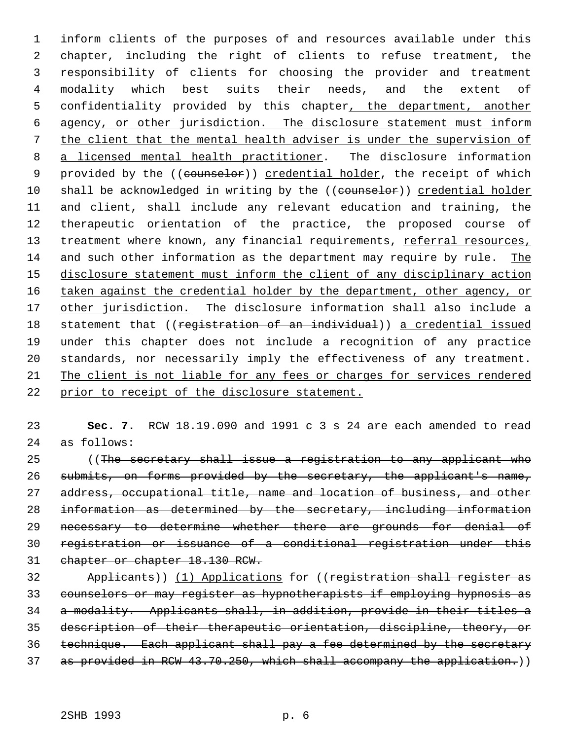inform clients of the purposes of and resources available under this chapter, including the right of clients to refuse treatment, the responsibility of clients for choosing the provider and treatment modality which best suits their needs, and the extent of confidentiality provided by this chapter, the department, another agency, or other jurisdiction. The disclosure statement must inform the client that the mental health adviser is under the supervision of a licensed mental health practitioner. The disclosure information provided by the ((counselor)) credential holder, the receipt of which shall be acknowledged in writing by the ((counselor)) credential holder and client, shall include any relevant education and training, the therapeutic orientation of the practice, the proposed course of treatment where known, any financial requirements, referral resources, and such other information as the department may require by rule. The disclosure statement must inform the client of any disciplinary action taken against the credential holder by the department, other agency, or other jurisdiction. The disclosure information shall also include a statement that ((registration of an individual)) a credential issued under this chapter does not include a recognition of any practice standards, nor necessarily imply the effectiveness of any treatment. The client is not liable for any fees or charges for services rendered prior to receipt of the disclosure statement.

**Sec. 7.** RCW 18.19.090 and 1991 c 3 s 24 are each amended to read as follows:

((The secretary shall issue a registration to any applicant who submits, on forms provided by the secretary, the applicant's name, address, occupational title, name and location of business, and other information as determined by the secretary, including information necessary to determine whether there are grounds for denial of registration or issuance of a conditional registration under this chapter or chapter 18.130 RCW.

Applicants)) (1) Applications for ((registration shall register as counselors or may register as hypnotherapists if employing hypnosis as a modality. Applicants shall, in addition, provide in their titles a description of their therapeutic orientation, discipline, theory, or technique. Each applicant shall pay a fee determined by the secretary as provided in RCW 43.70.250, which shall accompany the application.))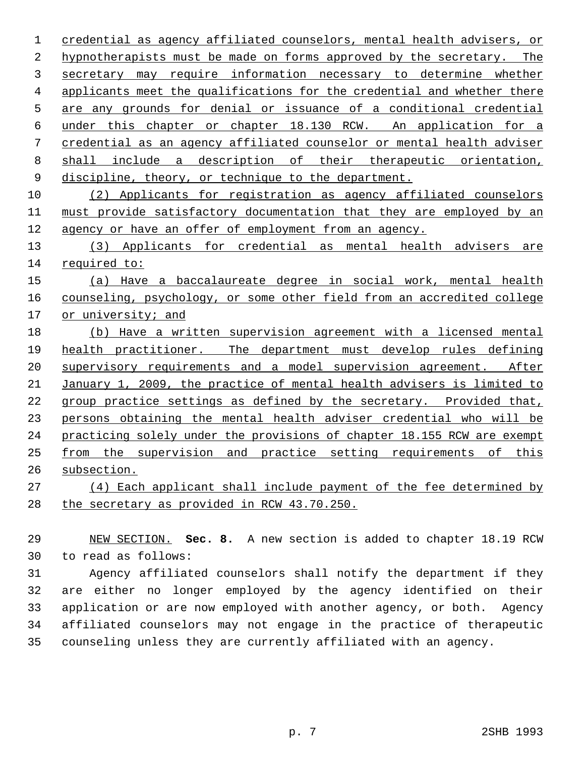credential as agency affiliated counselors, mental health advisers, or hypnotherapists must be made on forms approved by the secretary. The secretary may require information necessary to determine whether applicants meet the qualifications for the credential and whether there are any grounds for denial or issuance of a conditional credential under this chapter or chapter 18.130 RCW. An application for a credential as an agency affiliated counselor or mental health adviser shall include a description of their therapeutic orientation, discipline, theory, or technique to the department.

(2) Applicants for registration as agency affiliated counselors must provide satisfactory documentation that they are employed by an agency or have an offer of employment from an agency.

(3) Applicants for credential as mental health advisers are required to:

(a) Have a baccalaureate degree in social work, mental health counseling, psychology, or some other field from an accredited college or university; and

(b) Have a written supervision agreement with a licensed mental health practitioner. The department must develop rules defining supervisory requirements and a model supervision agreement. After January 1, 2009, the practice of mental health advisers is limited to group practice settings as defined by the secretary. Provided that, persons obtaining the mental health adviser credential who will be practicing solely under the provisions of chapter 18.155 RCW are exempt from the supervision and practice setting requirements of this subsection.

(4) Each applicant shall include payment of the fee determined by the secretary as provided in RCW 43.70.250.

NEW SECTION. **Sec. 8.** A new section is added to chapter 18.19 RCW to read as follows:

Agency affiliated counselors shall notify the department if they are either no longer employed by the agency identified on their application or are now employed with another agency, or both. Agency affiliated counselors may not engage in the practice of therapeutic counseling unless they are currently affiliated with an agency.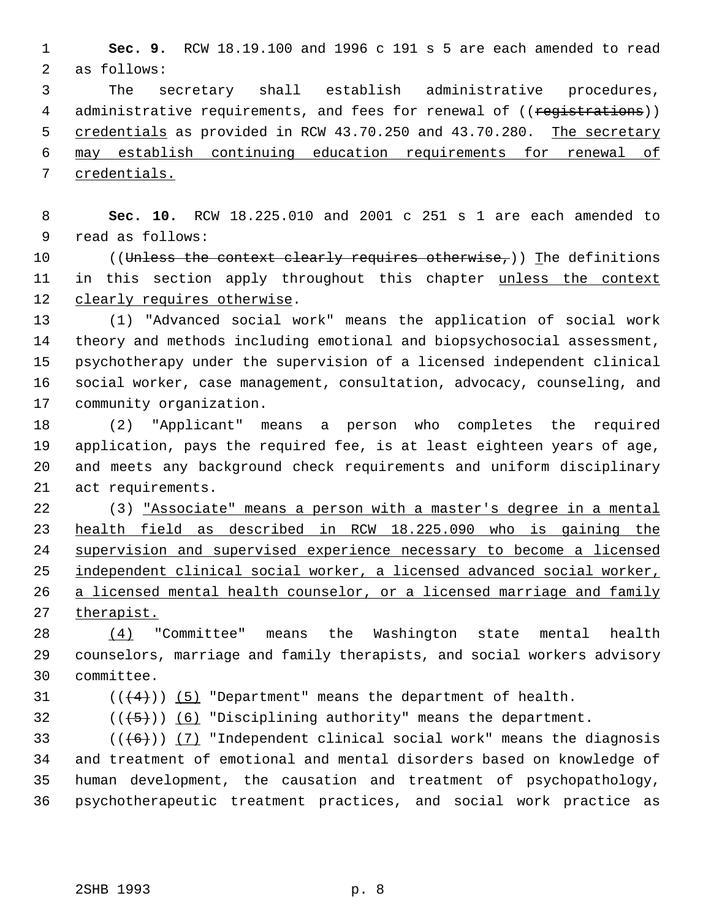**Sec. 9.** RCW 18.19.100 and 1996 c 191 s 5 are each amended to read as follows:

The secretary shall establish administrative procedures, administrative requirements, and fees for renewal of ((~~registrations~~)) credentials as provided in RCW 43.70.250 and 43.70.280. The secretary may establish continuing education requirements for renewal of credentials.

**Sec. 10.** RCW 18.225.010 and 2001 c 251 s 1 are each amended to read as follows:

((~~Unless the context clearly requires otherwise,~~)) The definitions in this section apply throughout this chapter unless the context clearly requires otherwise.

(1) "Advanced social work" means the application of social work theory and methods including emotional and biopsychosocial assessment, psychotherapy under the supervision of a licensed independent clinical social worker, case management, consultation, advocacy, counseling, and community organization.

(2) "Applicant" means a person who completes the required application, pays the required fee, is at least eighteen years of age, and meets any background check requirements and uniform disciplinary act requirements.

(3) "Associate" means a person with a master's degree in a mental health field as described in RCW 18.225.090 who is gaining the supervision and supervised experience necessary to become a licensed independent clinical social worker, a licensed advanced social worker, a licensed mental health counselor, or a licensed marriage and family therapist.

(4) "Committee" means the Washington state mental health counselors, marriage and family therapists, and social workers advisory committee.

((~~(4)~~)) (5) "Department" means the department of health.

((~~(5)~~)) (6) "Disciplining authority" means the department.

((~~(6)~~)) (7) "Independent clinical social work" means the diagnosis and treatment of emotional and mental disorders based on knowledge of human development, the causation and treatment of psychopathology, psychotherapeutic treatment practices, and social work practice as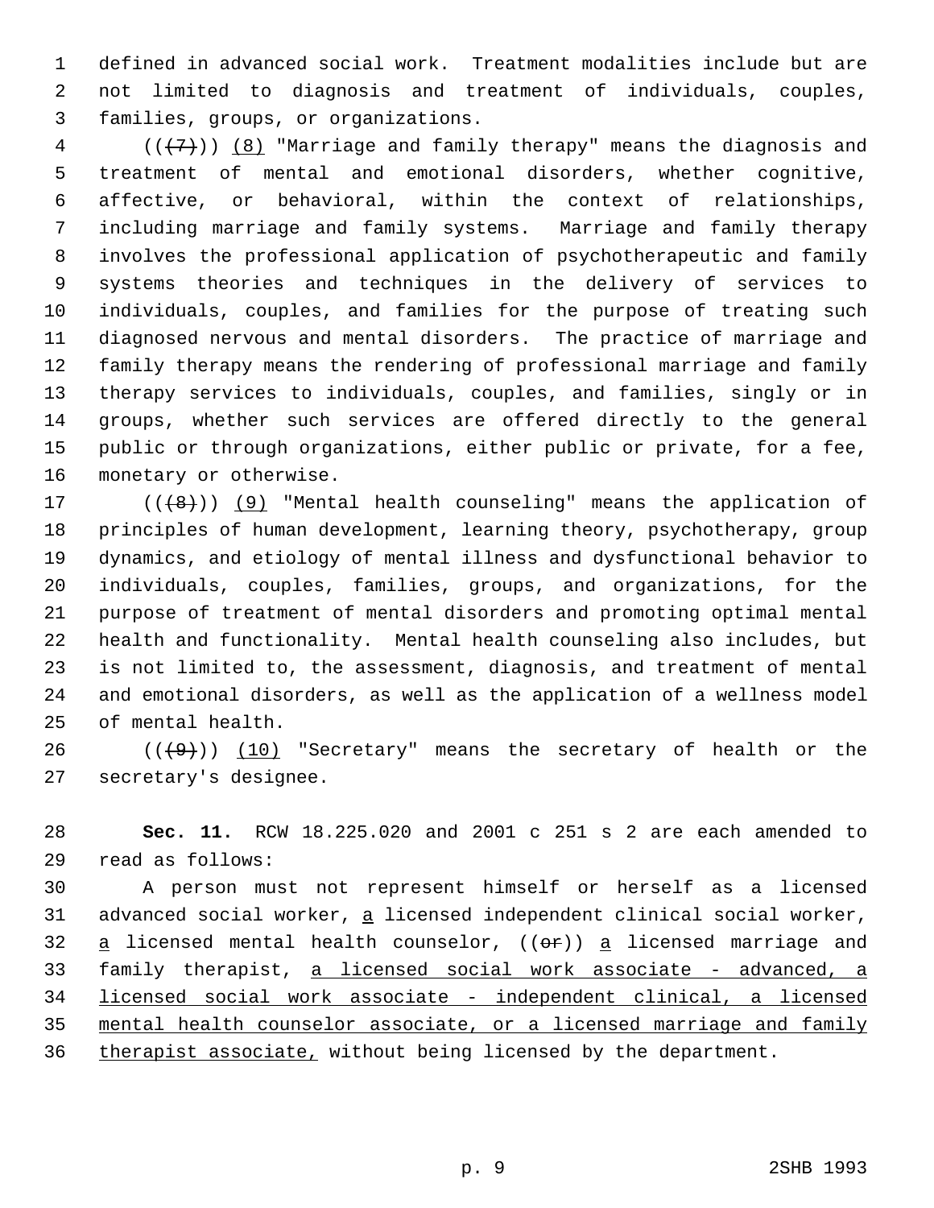defined in advanced social work. Treatment modalities include but are not limited to diagnosis and treatment of individuals, couples, families, groups, or organizations.

((~~(7)~~)) (8) "Marriage and family therapy" means the diagnosis and treatment of mental and emotional disorders, whether cognitive, affective, or behavioral, within the context of relationships, including marriage and family systems. Marriage and family therapy involves the professional application of psychotherapeutic and family systems theories and techniques in the delivery of services to individuals, couples, and families for the purpose of treating such diagnosed nervous and mental disorders. The practice of marriage and family therapy means the rendering of professional marriage and family therapy services to individuals, couples, and families, singly or in groups, whether such services are offered directly to the general public or through organizations, either public or private, for a fee, monetary or otherwise.

((~~(8)~~)) (9) "Mental health counseling" means the application of principles of human development, learning theory, psychotherapy, group dynamics, and etiology of mental illness and dysfunctional behavior to individuals, couples, families, groups, and organizations, for the purpose of treatment of mental disorders and promoting optimal mental health and functionality. Mental health counseling also includes, but is not limited to, the assessment, diagnosis, and treatment of mental and emotional disorders, as well as the application of a wellness model of mental health.

((~~(9)~~)) (10) "Secretary" means the secretary of health or the secretary's designee.

**Sec. 11.** RCW 18.225.020 and 2001 c 251 s 2 are each amended to read as follows:

A person must not represent himself or herself as a licensed advanced social worker, a licensed independent clinical social worker, a licensed mental health counselor, ((~~or~~)) a licensed marriage and family therapist, a licensed social work associate - advanced, a licensed social work associate - independent clinical, a licensed mental health counselor associate, or a licensed marriage and family therapist associate, without being licensed by the department.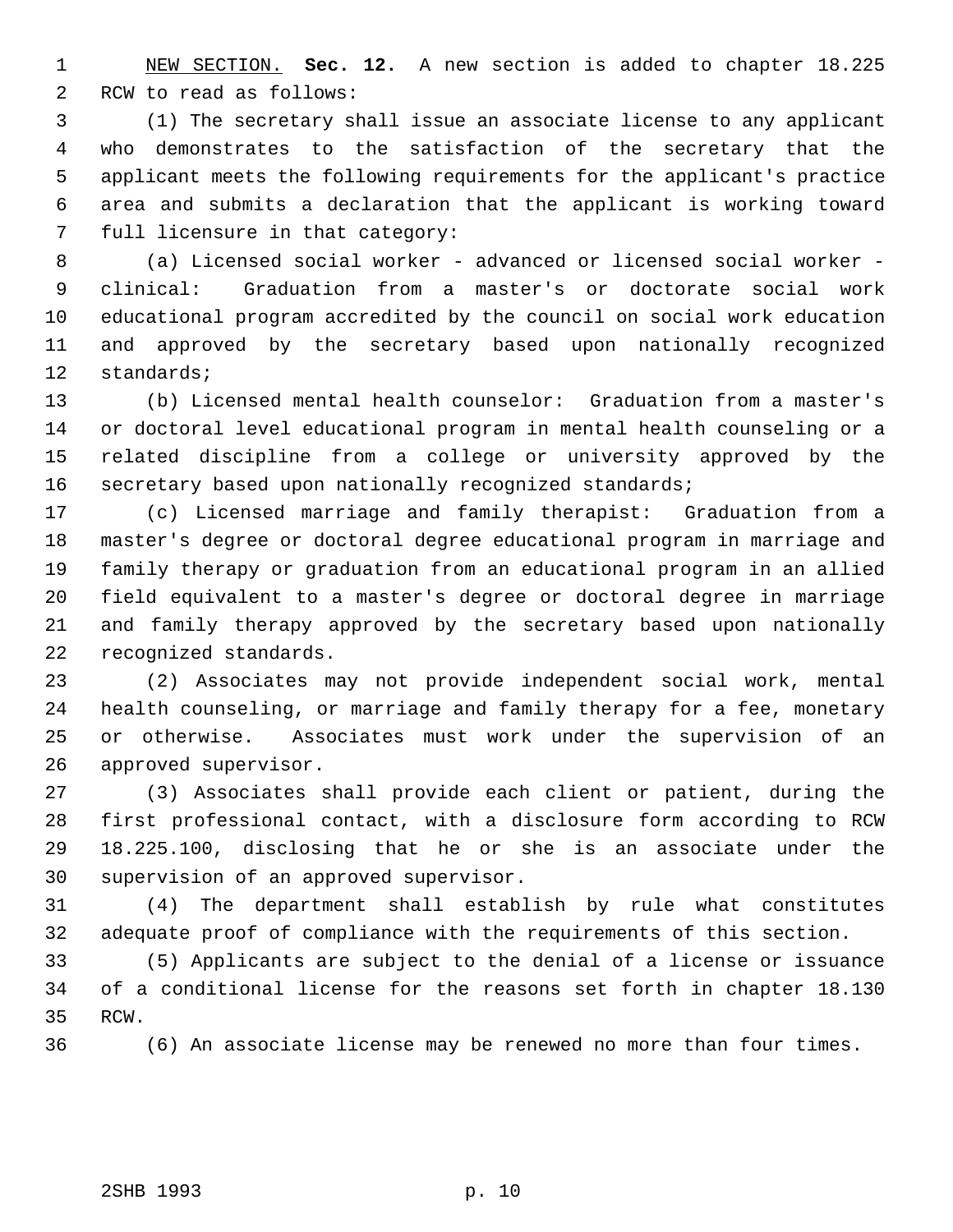<u>NEW SECTION.</u> **Sec. 12.** A new section is added to chapter 18.225 RCW to read as follows:

(1) The secretary shall issue an associate license to any applicant who demonstrates to the satisfaction of the secretary that the applicant meets the following requirements for the applicant's practice area and submits a declaration that the applicant is working toward full licensure in that category:

(a) Licensed social worker - advanced or licensed social worker - clinical: Graduation from a master's or doctorate social work educational program accredited by the council on social work education and approved by the secretary based upon nationally recognized standards;

(b) Licensed mental health counselor: Graduation from a master's or doctoral level educational program in mental health counseling or a related discipline from a college or university approved by the secretary based upon nationally recognized standards;

(c) Licensed marriage and family therapist: Graduation from a master's degree or doctoral degree educational program in marriage and family therapy or graduation from an educational program in an allied field equivalent to a master's degree or doctoral degree in marriage and family therapy approved by the secretary based upon nationally recognized standards.

(2) Associates may not provide independent social work, mental health counseling, or marriage and family therapy for a fee, monetary or otherwise. Associates must work under the supervision of an approved supervisor.

(3) Associates shall provide each client or patient, during the first professional contact, with a disclosure form according to RCW 18.225.100, disclosing that he or she is an associate under the supervision of an approved supervisor.

(4) The department shall establish by rule what constitutes adequate proof of compliance with the requirements of this section.

(5) Applicants are subject to the denial of a license or issuance of a conditional license for the reasons set forth in chapter 18.130 RCW.

(6) An associate license may be renewed no more than four times.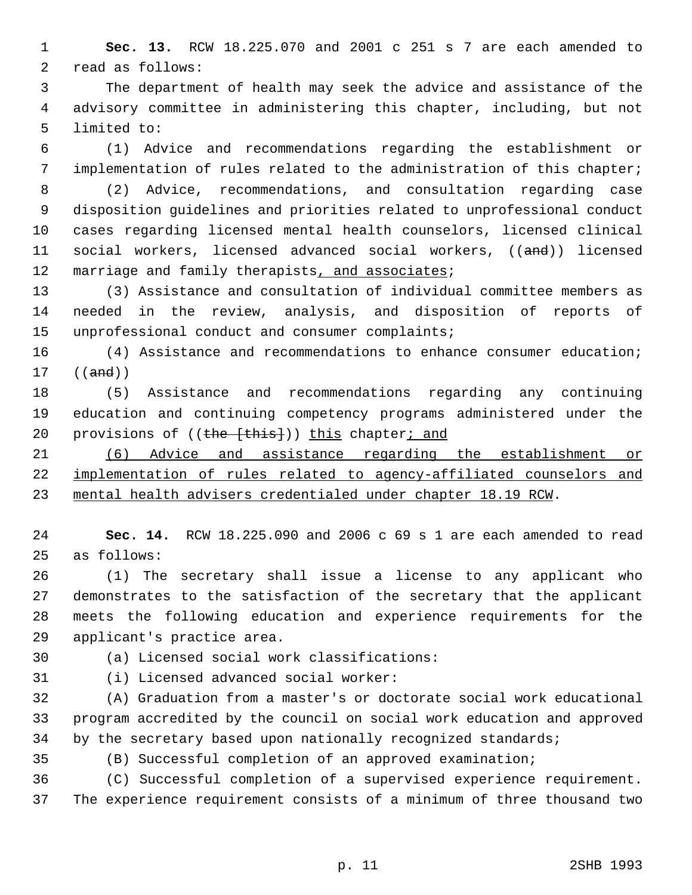**Sec. 13.** RCW 18.225.070 and 2001 c 251 s 7 are each amended to read as follows:

The department of health may seek the advice and assistance of the advisory committee in administering this chapter, including, but not limited to:

(1) Advice and recommendations regarding the establishment or implementation of rules related to the administration of this chapter;

(2) Advice, recommendations, and consultation regarding case disposition guidelines and priorities related to unprofessional conduct cases regarding licensed mental health counselors, licensed clinical social workers, licensed advanced social workers, ((~~and~~)) licensed marriage and family therapists, and associates;

(3) Assistance and consultation of individual committee members as needed in the review, analysis, and disposition of reports of unprofessional conduct and consumer complaints;

(4) Assistance and recommendations to enhance consumer education; ((~~and~~))

(5) Assistance and recommendations regarding any continuing education and continuing competency programs administered under the provisions of ((~~the [this]~~)) this chapter; and

(6) Advice and assistance regarding the establishment or implementation of rules related to agency-affiliated counselors and mental health advisers credentialed under chapter 18.19 RCW.

**Sec. 14.** RCW 18.225.090 and 2006 c 69 s 1 are each amended to read as follows:

(1) The secretary shall issue a license to any applicant who demonstrates to the satisfaction of the secretary that the applicant meets the following education and experience requirements for the applicant's practice area.

(a) Licensed social work classifications:

(i) Licensed advanced social worker:

(A) Graduation from a master's or doctorate social work educational program accredited by the council on social work education and approved by the secretary based upon nationally recognized standards;

(B) Successful completion of an approved examination;

(C) Successful completion of a supervised experience requirement. The experience requirement consists of a minimum of three thousand two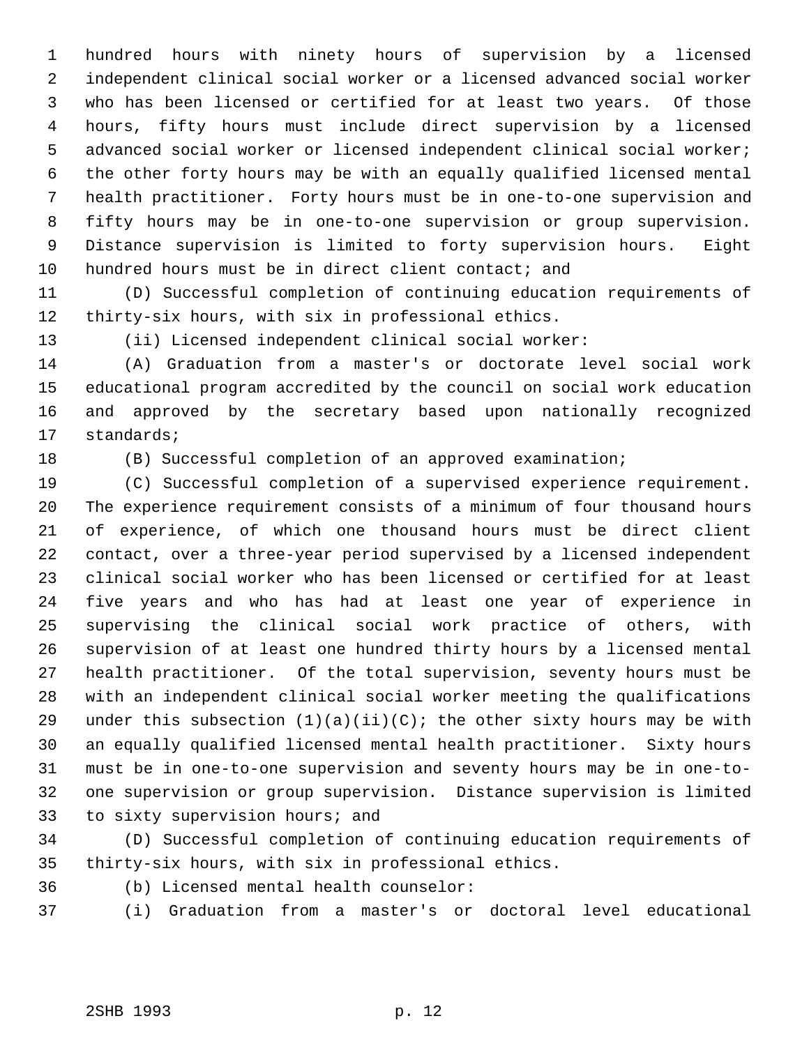hundred hours with ninety hours of supervision by a licensed independent clinical social worker or a licensed advanced social worker who has been licensed or certified for at least two years. Of those hours, fifty hours must include direct supervision by a licensed advanced social worker or licensed independent clinical social worker; the other forty hours may be with an equally qualified licensed mental health practitioner. Forty hours must be in one-to-one supervision and fifty hours may be in one-to-one supervision or group supervision. Distance supervision is limited to forty supervision hours. Eight hundred hours must be in direct client contact; and

(D) Successful completion of continuing education requirements of thirty-six hours, with six in professional ethics.

(ii) Licensed independent clinical social worker:

(A) Graduation from a master's or doctorate level social work educational program accredited by the council on social work education and approved by the secretary based upon nationally recognized standards;

(B) Successful completion of an approved examination;

(C) Successful completion of a supervised experience requirement. The experience requirement consists of a minimum of four thousand hours of experience, of which one thousand hours must be direct client contact, over a three-year period supervised by a licensed independent clinical social worker who has been licensed or certified for at least five years and who has had at least one year of experience in supervising the clinical social work practice of others, with supervision of at least one hundred thirty hours by a licensed mental health practitioner. Of the total supervision, seventy hours must be with an independent clinical social worker meeting the qualifications under this subsection (1)(a)(ii)(C); the other sixty hours may be with an equally qualified licensed mental health practitioner. Sixty hours must be in one-to-one supervision and seventy hours may be in one-to-one supervision or group supervision. Distance supervision is limited to sixty supervision hours; and

(D) Successful completion of continuing education requirements of thirty-six hours, with six in professional ethics.

(b) Licensed mental health counselor:

(i) Graduation from a master's or doctoral level educational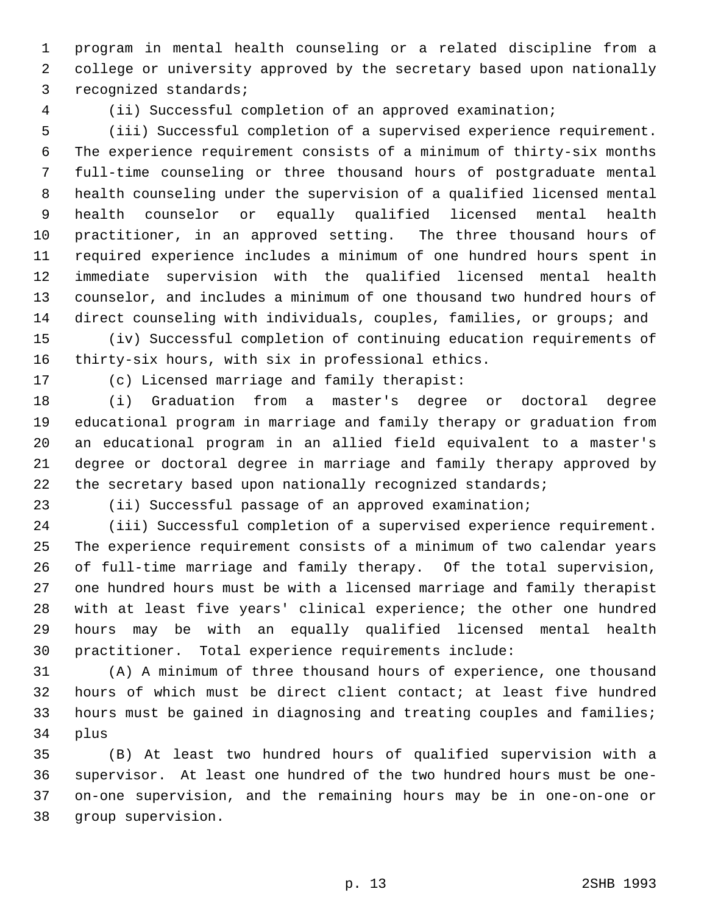program in mental health counseling or a related discipline from a college or university approved by the secretary based upon nationally recognized standards;

(ii) Successful completion of an approved examination;

(iii) Successful completion of a supervised experience requirement. The experience requirement consists of a minimum of thirty-six months full-time counseling or three thousand hours of postgraduate mental health counseling under the supervision of a qualified licensed mental health counselor or equally qualified licensed mental health practitioner, in an approved setting. The three thousand hours of required experience includes a minimum of one hundred hours spent in immediate supervision with the qualified licensed mental health counselor, and includes a minimum of one thousand two hundred hours of direct counseling with individuals, couples, families, or groups; and

(iv) Successful completion of continuing education requirements of thirty-six hours, with six in professional ethics.

(c) Licensed marriage and family therapist:

(i) Graduation from a master's degree or doctoral degree educational program in marriage and family therapy or graduation from an educational program in an allied field equivalent to a master's degree or doctoral degree in marriage and family therapy approved by the secretary based upon nationally recognized standards;

(ii) Successful passage of an approved examination;

(iii) Successful completion of a supervised experience requirement. The experience requirement consists of a minimum of two calendar years of full-time marriage and family therapy. Of the total supervision, one hundred hours must be with a licensed marriage and family therapist with at least five years' clinical experience; the other one hundred hours may be with an equally qualified licensed mental health practitioner. Total experience requirements include:

(A) A minimum of three thousand hours of experience, one thousand hours of which must be direct client contact; at least five hundred hours must be gained in diagnosing and treating couples and families; plus

(B) At least two hundred hours of qualified supervision with a supervisor. At least one hundred of the two hundred hours must be one-on-one supervision, and the remaining hours may be in one-on-one or group supervision.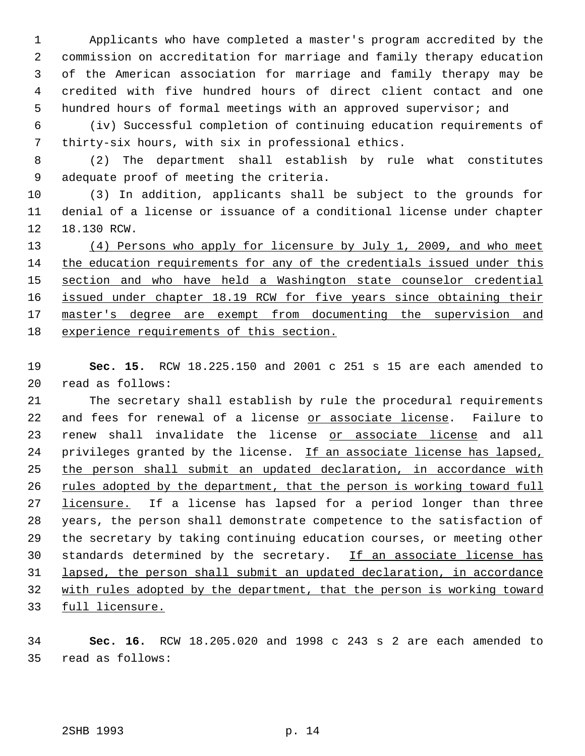Applicants who have completed a master's program accredited by the commission on accreditation for marriage and family therapy education of the American association for marriage and family therapy may be credited with five hundred hours of direct client contact and one hundred hours of formal meetings with an approved supervisor; and

(iv) Successful completion of continuing education requirements of thirty-six hours, with six in professional ethics.

(2) The department shall establish by rule what constitutes adequate proof of meeting the criteria.

(3) In addition, applicants shall be subject to the grounds for denial of a license or issuance of a conditional license under chapter 18.130 RCW.

<u>(4) Persons who apply for licensure by July 1, 2009, and who meet the education requirements for any of the credentials issued under this section and who have held a Washington state counselor credential issued under chapter 18.19 RCW for five years since obtaining their master's degree are exempt from documenting the supervision and experience requirements of this section.</u>

**Sec. 15.** RCW 18.225.150 and 2001 c 251 s 15 are each amended to read as follows:

The secretary shall establish by rule the procedural requirements and fees for renewal of a license <u>or associate license</u>. Failure to renew shall invalidate the license <u>or associate license</u> and all privileges granted by the license. <u>If an associate license has lapsed, the person shall submit an updated declaration, in accordance with rules adopted by the department, that the person is working toward full licensure.</u> If a license has lapsed for a period longer than three years, the person shall demonstrate competence to the satisfaction of the secretary by taking continuing education courses, or meeting other standards determined by the secretary. <u>If an associate license has lapsed, the person shall submit an updated declaration, in accordance with rules adopted by the department, that the person is working toward full licensure.</u>

**Sec. 16.** RCW 18.205.020 and 1998 c 243 s 2 are each amended to read as follows: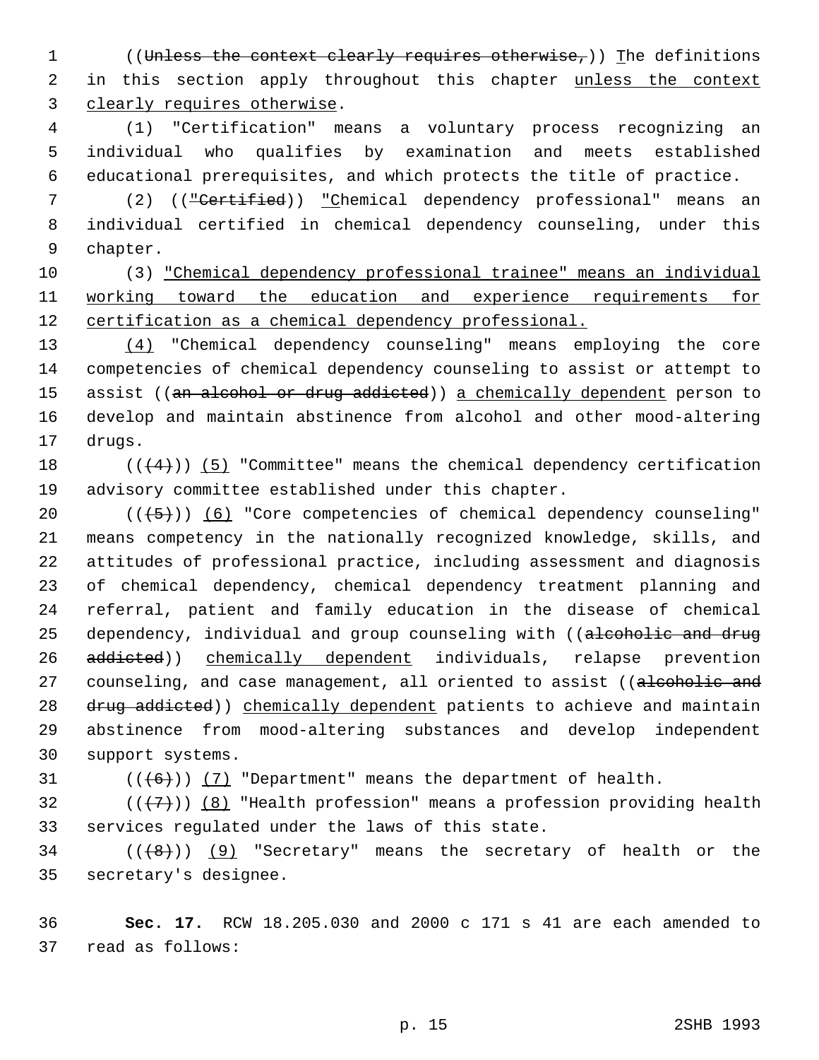((Unless the context clearly requires otherwise,)) The definitions in this section apply throughout this chapter unless the context clearly requires otherwise.

(1) "Certification" means a voluntary process recognizing an individual who qualifies by examination and meets established educational prerequisites, and which protects the title of practice.

(2) (("Certified)) "Chemical dependency professional" means an individual certified in chemical dependency counseling, under this chapter.

(3) "Chemical dependency professional trainee" means an individual working toward the education and experience requirements for certification as a chemical dependency professional.

(4) "Chemical dependency counseling" means employing the core competencies of chemical dependency counseling to assist or attempt to assist ((an alcohol or drug addicted)) a chemically dependent person to develop and maintain abstinence from alcohol and other mood-altering drugs.

(((4))) (5) "Committee" means the chemical dependency certification advisory committee established under this chapter.

(((5))) (6) "Core competencies of chemical dependency counseling" means competency in the nationally recognized knowledge, skills, and attitudes of professional practice, including assessment and diagnosis of chemical dependency, chemical dependency treatment planning and referral, patient and family education in the disease of chemical dependency, individual and group counseling with ((alcoholic and drug addicted)) chemically dependent individuals, relapse prevention counseling, and case management, all oriented to assist ((alcoholic and drug addicted)) chemically dependent patients to achieve and maintain abstinence from mood-altering substances and develop independent support systems.

(((6))) (7) "Department" means the department of health.

(((7))) (8) "Health profession" means a profession providing health services regulated under the laws of this state.

(((8))) (9) "Secretary" means the secretary of health or the secretary's designee.

**Sec. 17.** RCW 18.205.030 and 2000 c 171 s 41 are each amended to read as follows: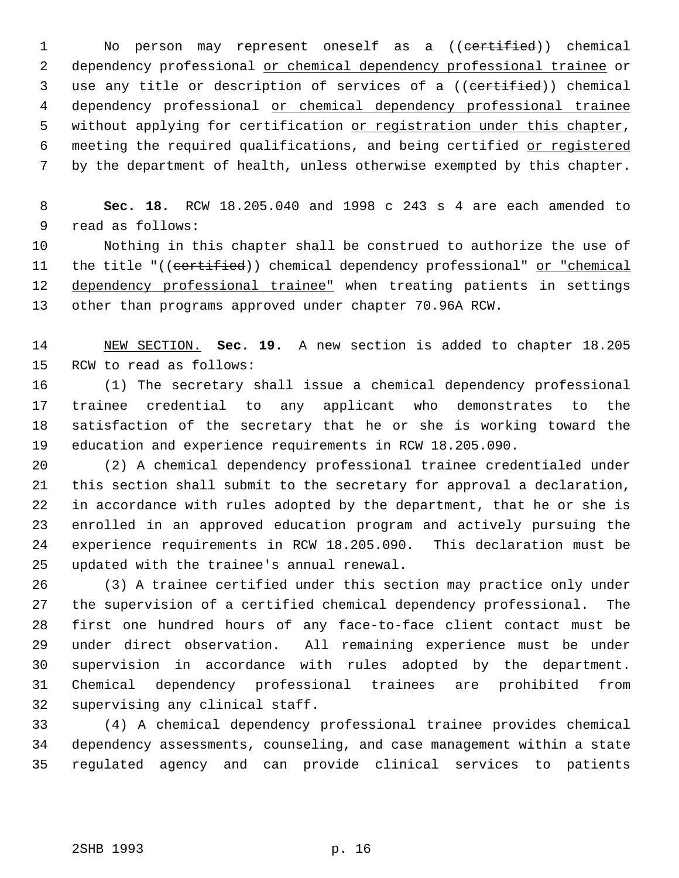No person may represent oneself as a ((~~certified~~)) chemical dependency professional <u>or chemical dependency professional trainee</u> or use any title or description of services of a ((~~certified~~)) chemical dependency professional <u>or chemical dependency professional trainee</u> without applying for certification <u>or registration under this chapter</u>, meeting the required qualifications, and being certified <u>or registered</u> by the department of health, unless otherwise exempted by this chapter.

**Sec. 18.** RCW 18.205.040 and 1998 c 243 s 4 are each amended to read as follows:

Nothing in this chapter shall be construed to authorize the use of the title "((~~certified~~)) chemical dependency professional" <u>or "chemical dependency professional trainee"</u> when treating patients in settings other than programs approved under chapter 70.96A RCW.

<u>NEW SECTION.</u> **Sec. 19.** A new section is added to chapter 18.205 RCW to read as follows:

(1) The secretary shall issue a chemical dependency professional trainee credential to any applicant who demonstrates to the satisfaction of the secretary that he or she is working toward the education and experience requirements in RCW 18.205.090.

(2) A chemical dependency professional trainee credentialed under this section shall submit to the secretary for approval a declaration, in accordance with rules adopted by the department, that he or she is enrolled in an approved education program and actively pursuing the experience requirements in RCW 18.205.090. This declaration must be updated with the trainee's annual renewal.

(3) A trainee certified under this section may practice only under the supervision of a certified chemical dependency professional. The first one hundred hours of any face-to-face client contact must be under direct observation. All remaining experience must be under supervision in accordance with rules adopted by the department. Chemical dependency professional trainees are prohibited from supervising any clinical staff.

(4) A chemical dependency professional trainee provides chemical dependency assessments, counseling, and case management within a state regulated agency and can provide clinical services to patients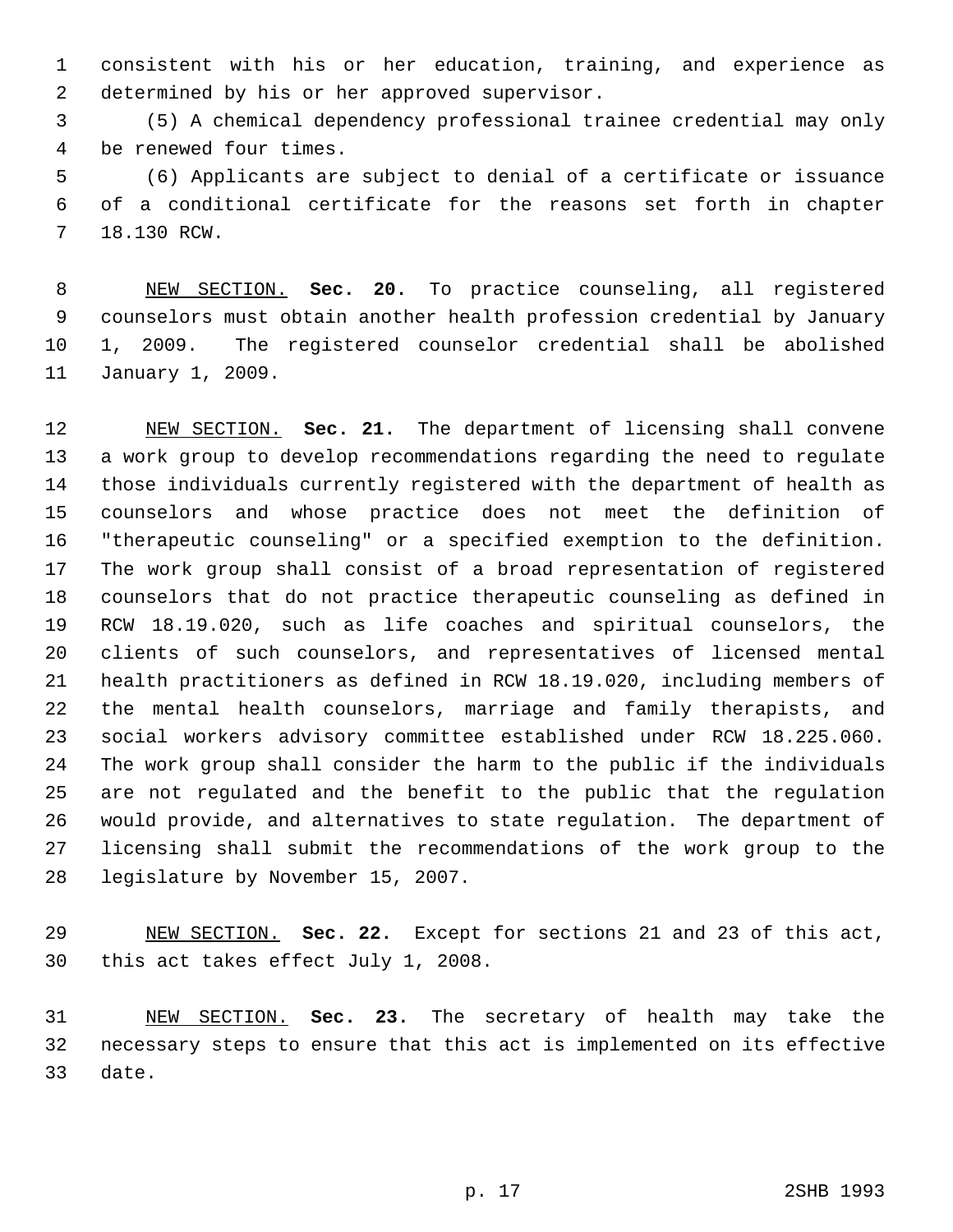consistent with his or her education, training, and experience as determined by his or her approved supervisor.

(5) A chemical dependency professional trainee credential may only be renewed four times.

(6) Applicants are subject to denial of a certificate or issuance of a conditional certificate for the reasons set forth in chapter 18.130 RCW.

NEW SECTION. **Sec. 20.** To practice counseling, all registered counselors must obtain another health profession credential by January 1, 2009. The registered counselor credential shall be abolished January 1, 2009.

NEW SECTION. **Sec. 21.** The department of licensing shall convene a work group to develop recommendations regarding the need to regulate those individuals currently registered with the department of health as counselors and whose practice does not meet the definition of "therapeutic counseling" or a specified exemption to the definition. The work group shall consist of a broad representation of registered counselors that do not practice therapeutic counseling as defined in RCW 18.19.020, such as life coaches and spiritual counselors, the clients of such counselors, and representatives of licensed mental health practitioners as defined in RCW 18.19.020, including members of the mental health counselors, marriage and family therapists, and social workers advisory committee established under RCW 18.225.060. The work group shall consider the harm to the public if the individuals are not regulated and the benefit to the public that the regulation would provide, and alternatives to state regulation. The department of licensing shall submit the recommendations of the work group to the legislature by November 15, 2007.

NEW SECTION. **Sec. 22.** Except for sections 21 and 23 of this act, this act takes effect July 1, 2008.

NEW SECTION. **Sec. 23.** The secretary of health may take the necessary steps to ensure that this act is implemented on its effective date.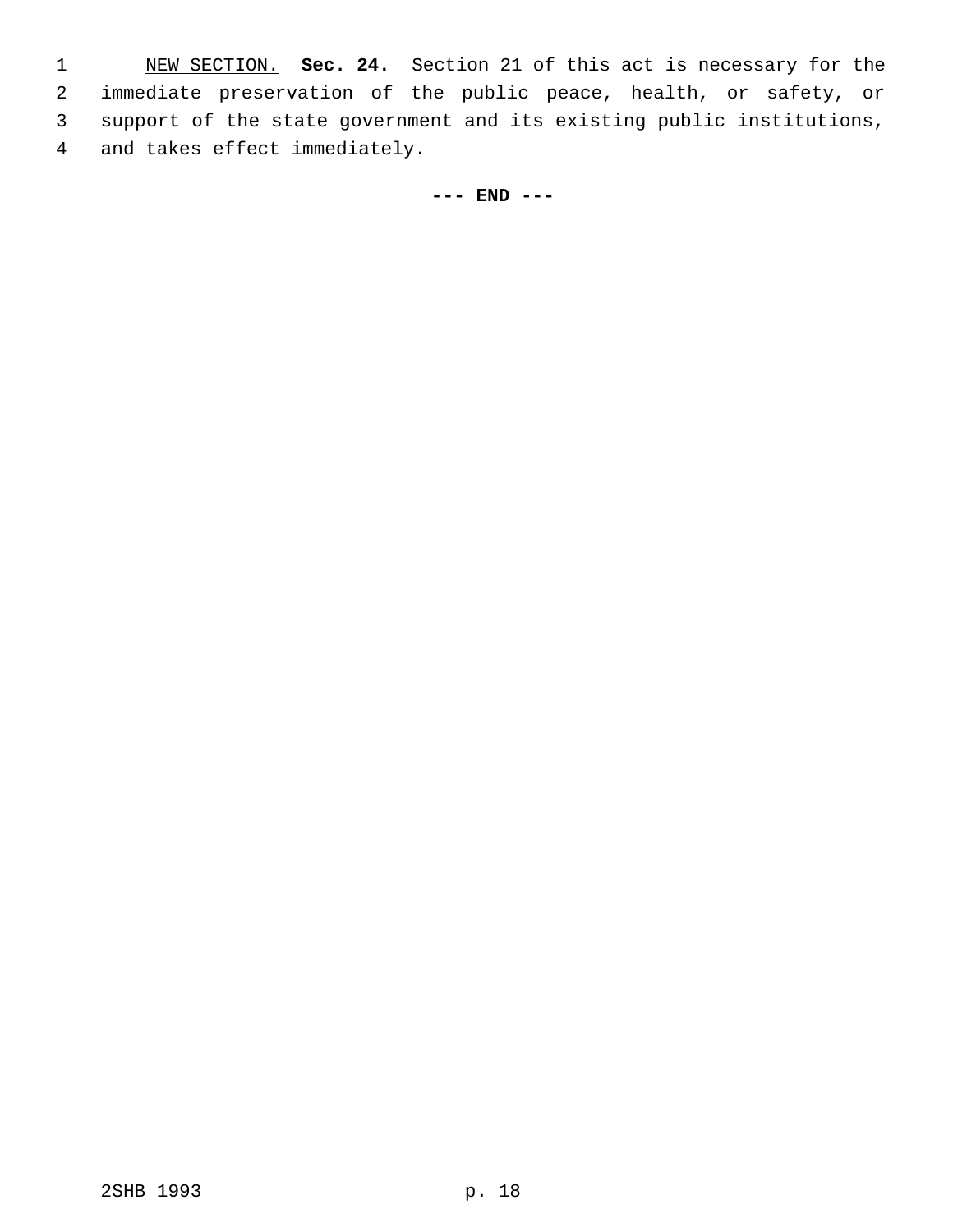NEW SECTION. **Sec. 24.** Section 21 of this act is necessary for the immediate preservation of the public peace, health, or safety, or support of the state government and its existing public institutions, and takes effect immediately.

**--- END ---**